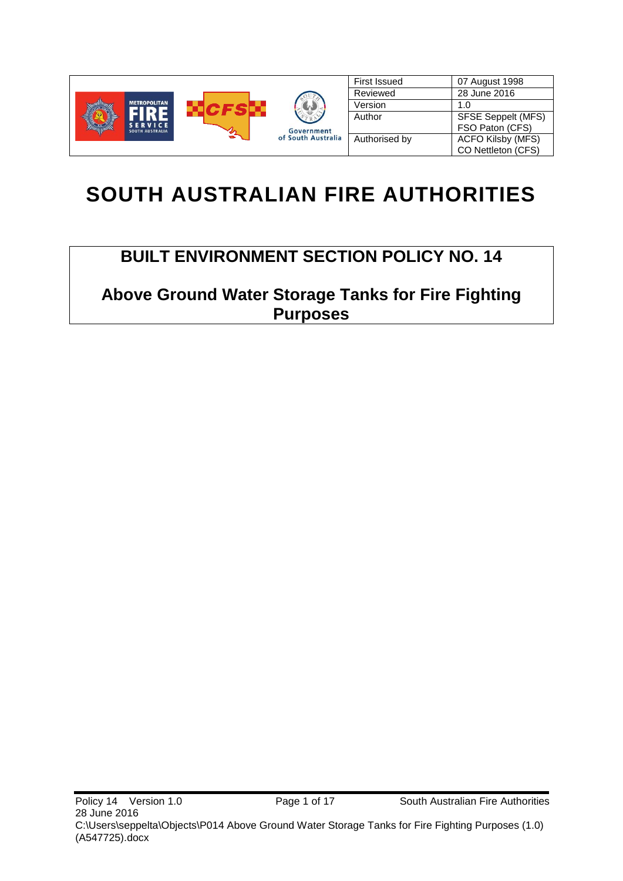| First Issued | 07 August 1998 |
| --- | --- |
| Reviewed | 28 June 2016 |
| Version | 1.0 |
| Author | SFSE Seppelt (MFS) FSO Paton (CFS) |
| Authorised by | ACFO Kilsby (MFS) CO Nettleton (CFS) |

# SOUTH AUSTRALIAN FIRE AUTHORITIES

## BUILT ENVIRONMENT SECTION POLICY NO. 14

## Above Ground Water Storage Tanks for Fire Fighting Purposes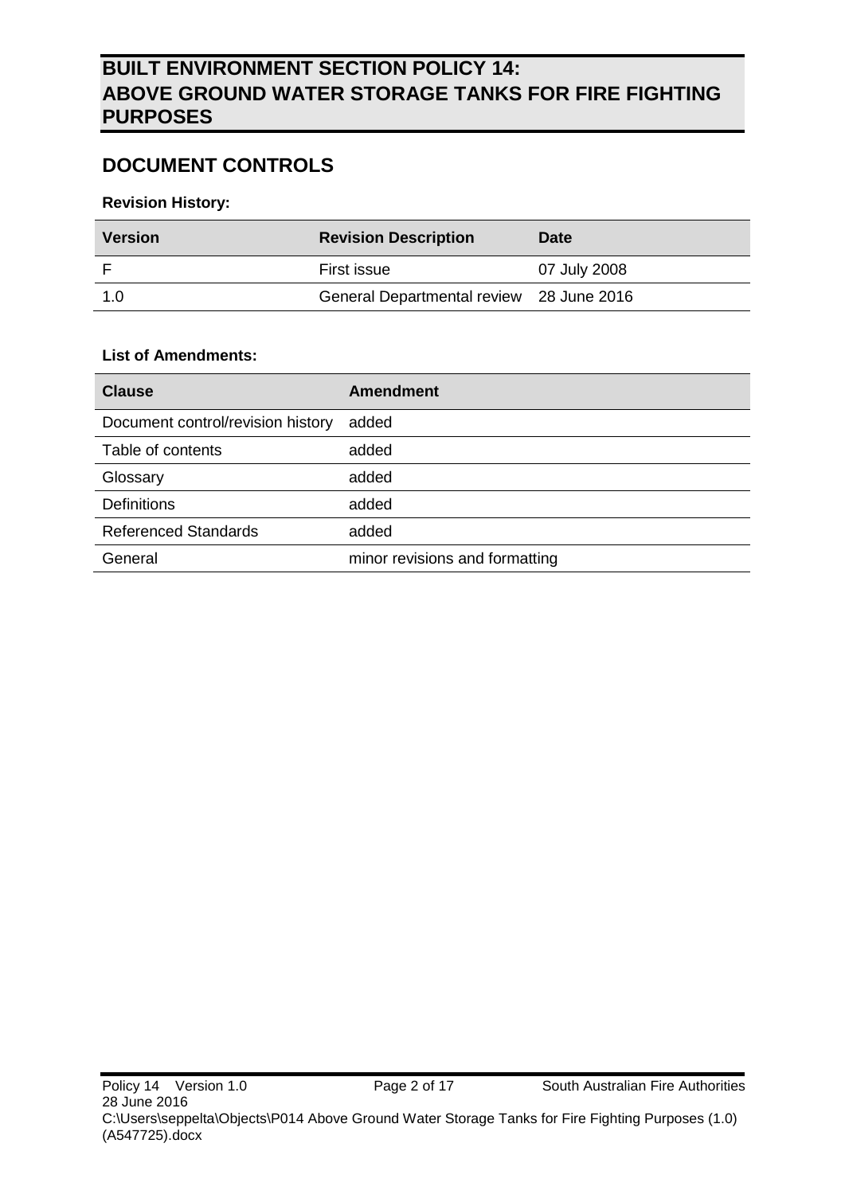# BUILT ENVIRONMENT SECTION POLICY 14: ABOVE GROUND WATER STORAGE TANKS FOR FIRE FIGHTING PURPOSES

## DOCUMENT CONTROLS

**Revision History:**

| Version | Revision Description | Date |
|---|---|---|
| F | First issue | 07 July 2008 |
| 1.0 | General Departmental review | 28 June 2016 |

**List of Amendments:**

| Clause | Amendment |
|---|---|
| Document control/revision history | added |
| Table of contents | added |
| Glossary | added |
| Definitions | added |
| Referenced Standards | added |
| General | minor revisions and formatting |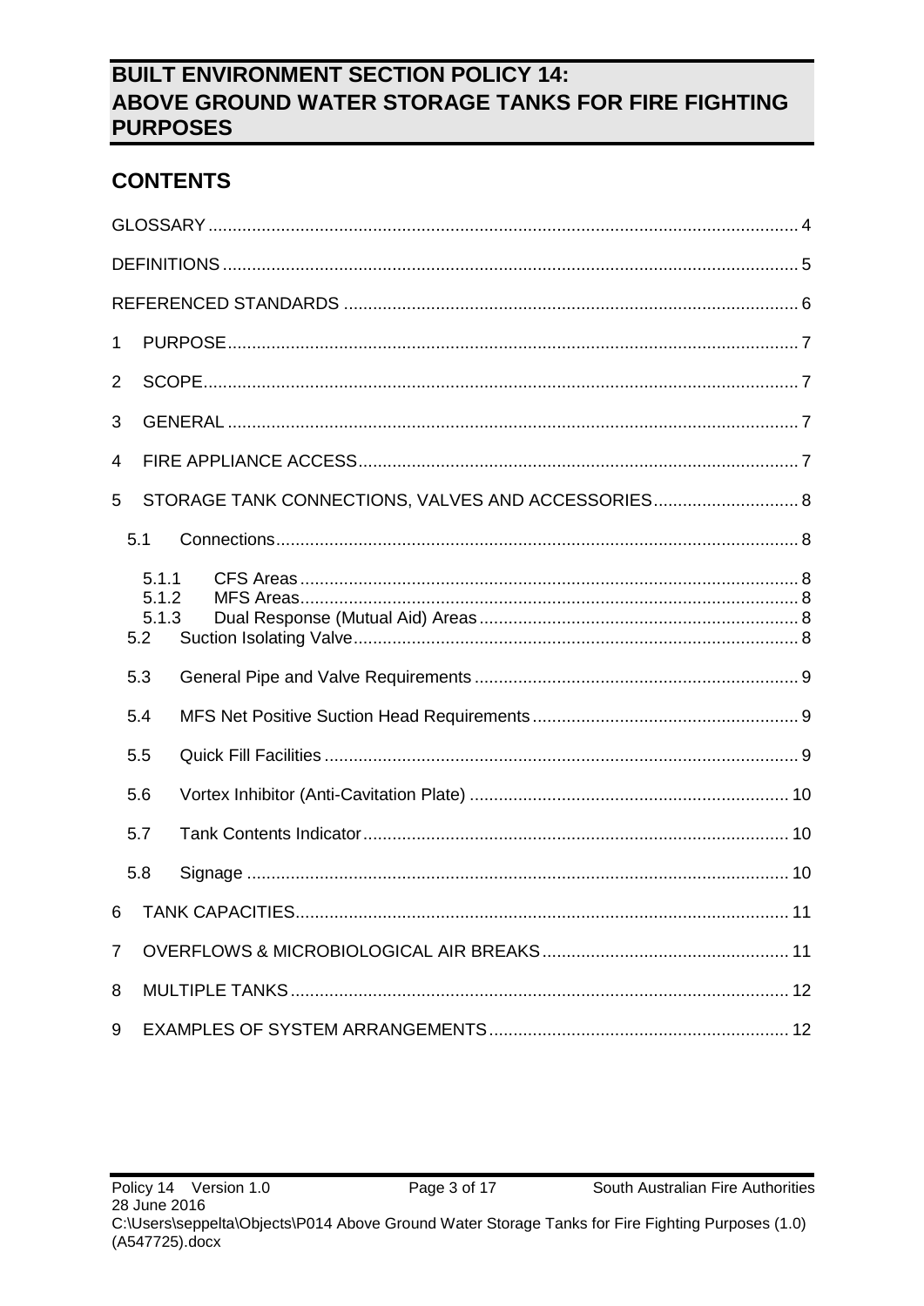# BUILT ENVIRONMENT SECTION POLICY 14: ABOVE GROUND WATER STORAGE TANKS FOR FIRE FIGHTING PURPOSES

## CONTENTS

GLOSSARY ........ 4

DEFINITIONS ........ 5

REFERENCED STANDARDS ........ 6

1 PURPOSE ........ 7

2 SCOPE ........ 7

3 GENERAL ........ 7

4 FIRE APPLIANCE ACCESS ........ 7

5 STORAGE TANK CONNECTIONS, VALVES AND ACCESSORIES ........ 8

- 5.1 Connections ........ 8
  - 5.1.1 CFS Areas ........ 8
  - 5.1.2 MFS Areas ........ 8
  - 5.1.3 Dual Response (Mutual Aid) Areas ........ 8
- 5.2 Suction Isolating Valve ........ 8
- 5.3 General Pipe and Valve Requirements ........ 9
- 5.4 MFS Net Positive Suction Head Requirements ........ 9
- 5.5 Quick Fill Facilities ........ 9
- 5.6 Vortex Inhibitor (Anti-Cavitation Plate) ........ 10
- 5.7 Tank Contents Indicator ........ 10
- 5.8 Signage ........ 10

6 TANK CAPACITIES ........ 11

7 OVERFLOWS & MICROBIOLOGICAL AIR BREAKS ........ 11

8 MULTIPLE TANKS ........ 12

9 EXAMPLES OF SYSTEM ARRANGEMENTS ........ 12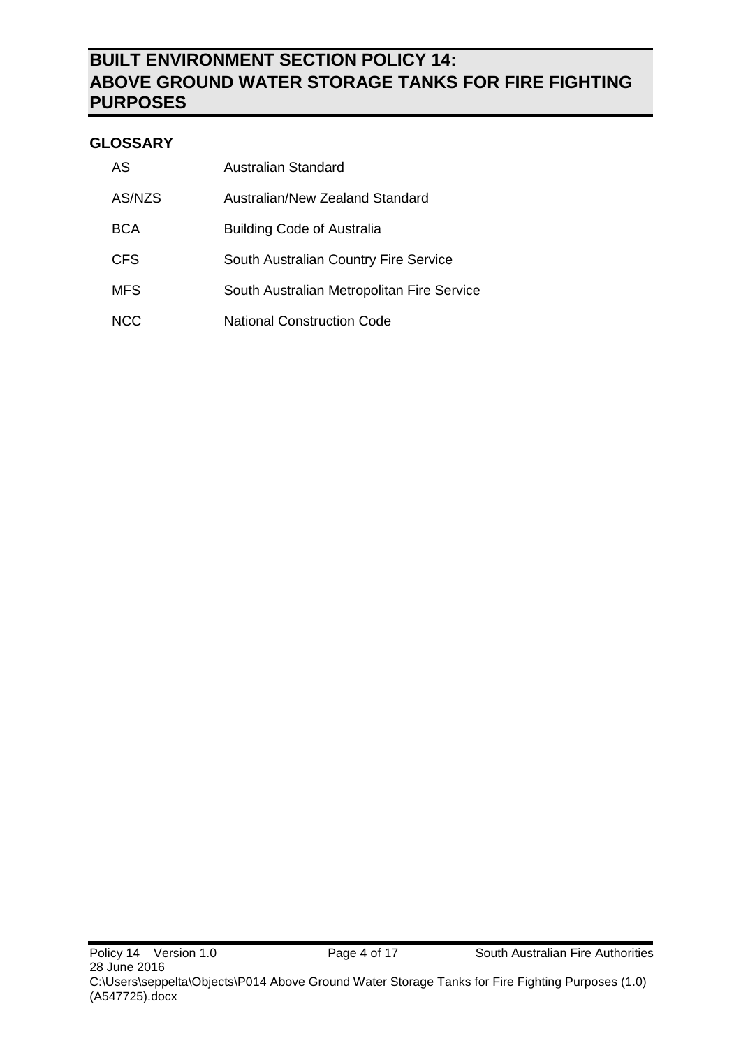# BUILT ENVIRONMENT SECTION POLICY 14: ABOVE GROUND WATER STORAGE TANKS FOR FIRE FIGHTING PURPOSES

## GLOSSARY

| | |
|---|---|
| AS | Australian Standard |
| AS/NZS | Australian/New Zealand Standard |
| BCA | Building Code of Australia |
| CFS | South Australian Country Fire Service |
| MFS | South Australian Metropolitan Fire Service |
| NCC | National Construction Code |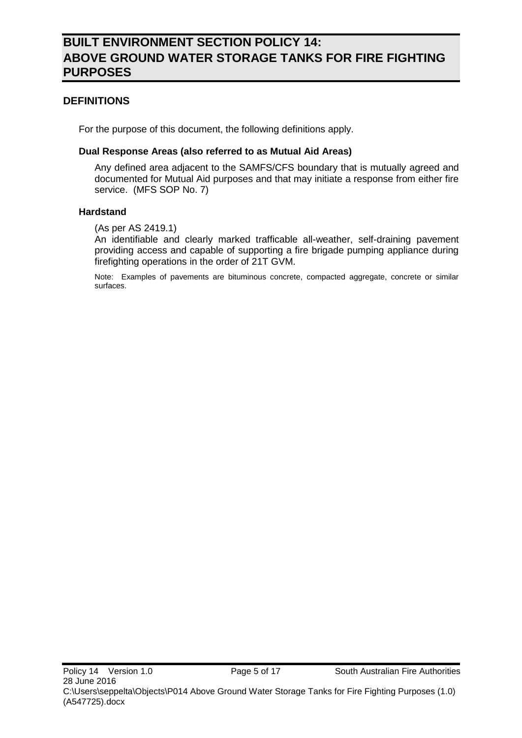# BUILT ENVIRONMENT SECTION POLICY 14: ABOVE GROUND WATER STORAGE TANKS FOR FIRE FIGHTING PURPOSES

## DEFINITIONS

For the purpose of this document, the following definitions apply.

### Dual Response Areas (also referred to as Mutual Aid Areas)

Any defined area adjacent to the SAMFS/CFS boundary that is mutually agreed and documented for Mutual Aid purposes and that may initiate a response from either fire service. (MFS SOP No. 7)

### Hardstand

(As per AS 2419.1)

An identifiable and clearly marked trafficable all-weather, self-draining pavement providing access and capable of supporting a fire brigade pumping appliance during firefighting operations in the order of 21T GVM.

Note: Examples of pavements are bituminous concrete, compacted aggregate, concrete or similar surfaces.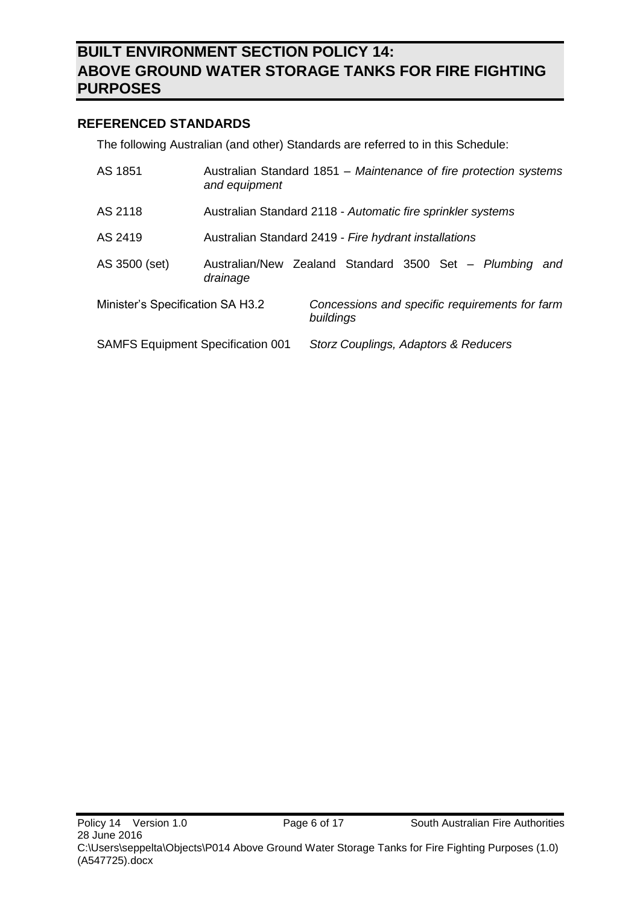# BUILT ENVIRONMENT SECTION POLICY 14: ABOVE GROUND WATER STORAGE TANKS FOR FIRE FIGHTING PURPOSES

## REFERENCED STANDARDS

The following Australian (and other) Standards are referred to in this Schedule:

| | |
|---|---|
| AS 1851 | Australian Standard 1851 – *Maintenance of fire protection systems and equipment* |
| AS 2118 | Australian Standard 2118 - *Automatic fire sprinkler systems* |
| AS 2419 | Australian Standard 2419 - *Fire hydrant installations* |
| AS 3500 (set) | Australian/New Zealand Standard 3500 Set – *Plumbing and drainage* |
| Minister's Specification SA H3.2 | *Concessions and specific requirements for farm buildings* |
| SAMFS Equipment Specification 001 | *Storz Couplings, Adaptors & Reducers* |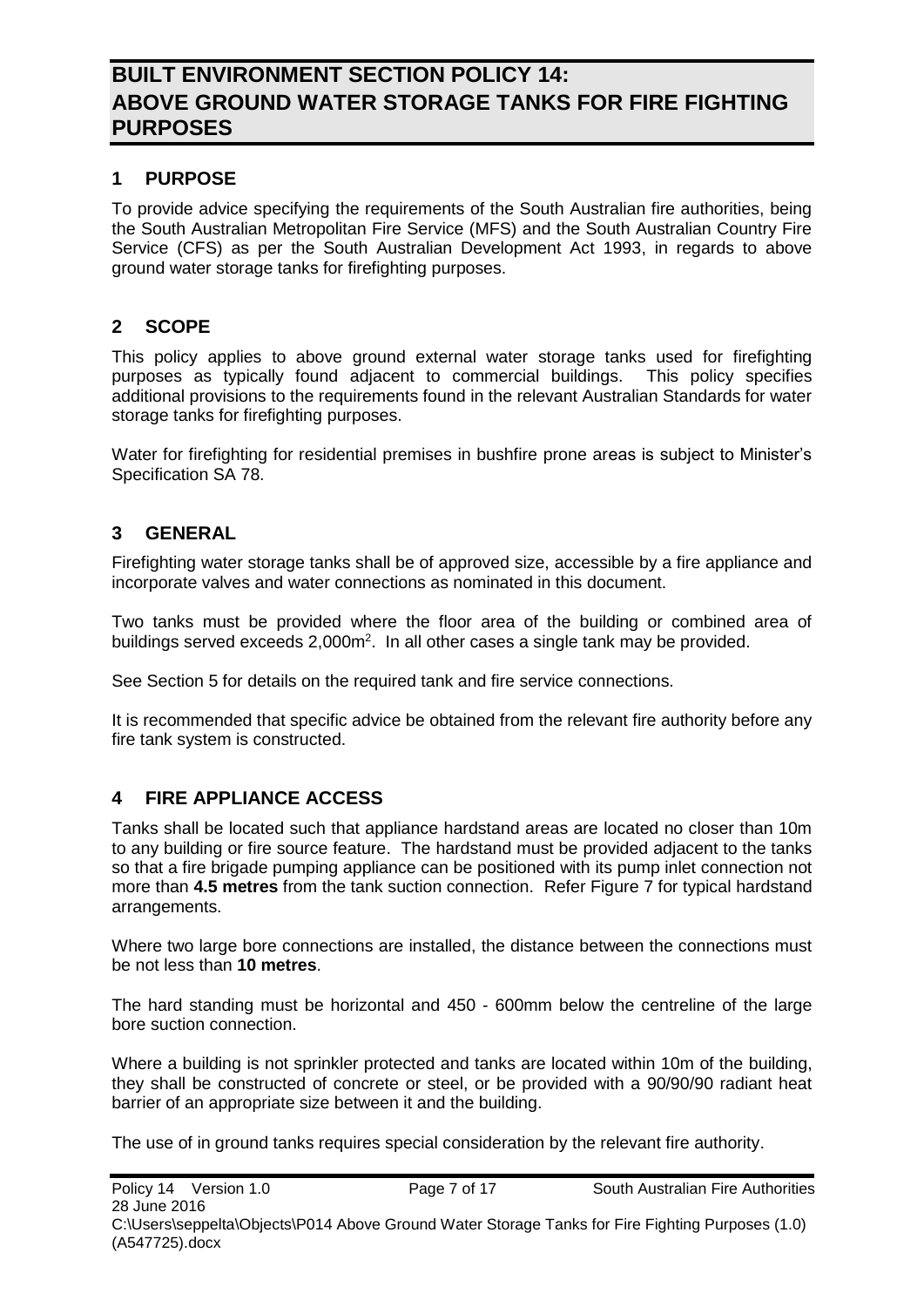# BUILT ENVIRONMENT SECTION POLICY 14: ABOVE GROUND WATER STORAGE TANKS FOR FIRE FIGHTING PURPOSES

## 1 PURPOSE

To provide advice specifying the requirements of the South Australian fire authorities, being the South Australian Metropolitan Fire Service (MFS) and the South Australian Country Fire Service (CFS) as per the South Australian Development Act 1993, in regards to above ground water storage tanks for firefighting purposes.

## 2 SCOPE

This policy applies to above ground external water storage tanks used for firefighting purposes as typically found adjacent to commercial buildings. This policy specifies additional provisions to the requirements found in the relevant Australian Standards for water storage tanks for firefighting purposes.

Water for firefighting for residential premises in bushfire prone areas is subject to Minister's Specification SA 78.

## 3 GENERAL

Firefighting water storage tanks shall be of approved size, accessible by a fire appliance and incorporate valves and water connections as nominated in this document.

Two tanks must be provided where the floor area of the building or combined area of buildings served exceeds 2,000m$^2$. In all other cases a single tank may be provided.

See Section 5 for details on the required tank and fire service connections.

It is recommended that specific advice be obtained from the relevant fire authority before any fire tank system is constructed.

## 4 FIRE APPLIANCE ACCESS

Tanks shall be located such that appliance hardstand areas are located no closer than 10m to any building or fire source feature. The hardstand must be provided adjacent to the tanks so that a fire brigade pumping appliance can be positioned with its pump inlet connection not more than **4.5 metres** from the tank suction connection. Refer Figure 7 for typical hardstand arrangements.

Where two large bore connections are installed, the distance between the connections must be not less than **10 metres**.

The hard standing must be horizontal and 450 - 600mm below the centreline of the large bore suction connection.

Where a building is not sprinkler protected and tanks are located within 10m of the building, they shall be constructed of concrete or steel, or be provided with a 90/90/90 radiant heat barrier of an appropriate size between it and the building.

The use of in ground tanks requires special consideration by the relevant fire authority.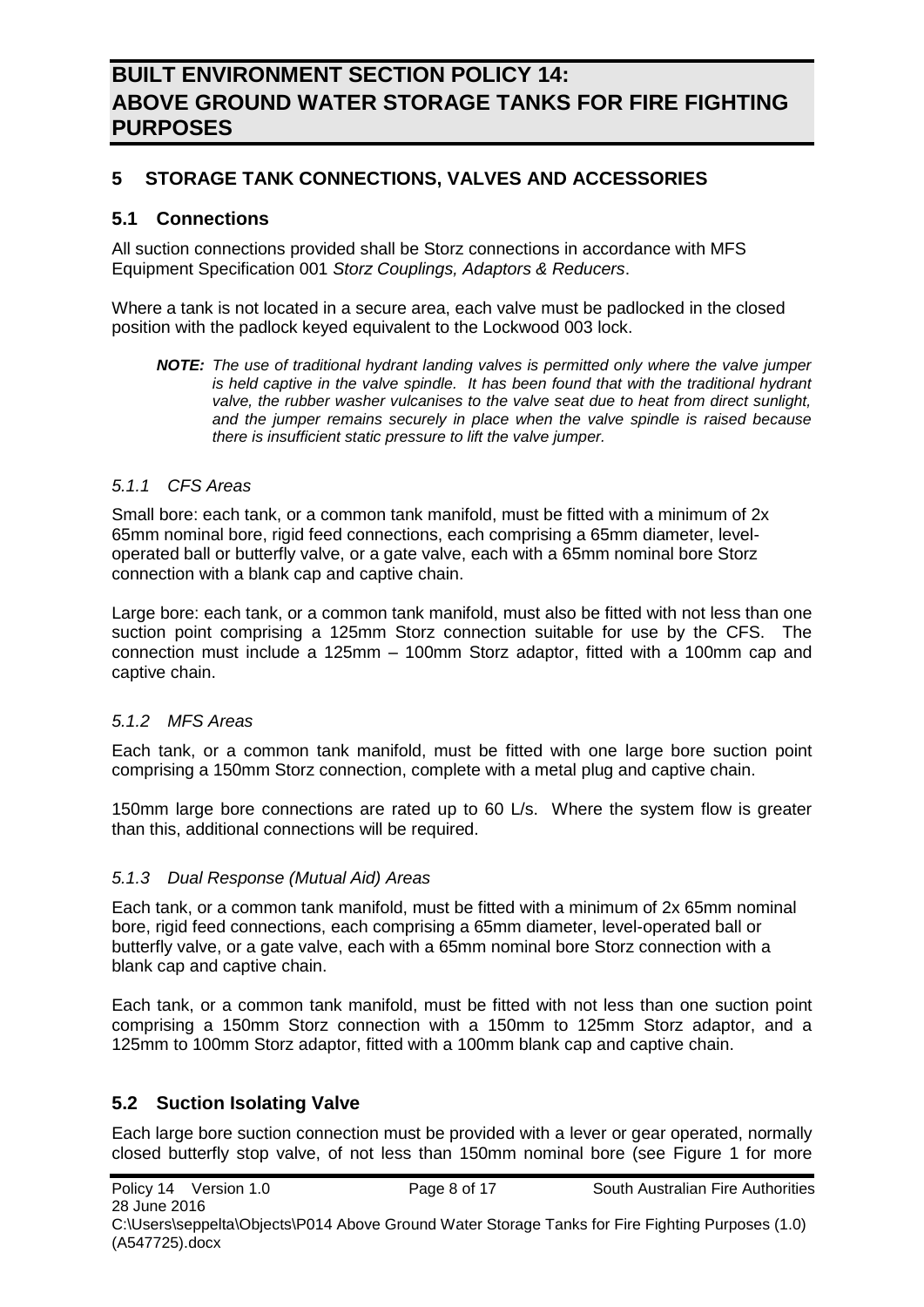## 5 STORAGE TANK CONNECTIONS, VALVES AND ACCESSORIES

### 5.1 Connections

All suction connections provided shall be Storz connections in accordance with MFS Equipment Specification 001 *Storz Couplings, Adaptors & Reducers*.

Where a tank is not located in a secure area, each valve must be padlocked in the closed position with the padlock keyed equivalent to the Lockwood 003 lock.

> ***NOTE:*** *The use of traditional hydrant landing valves is permitted only where the valve jumper is held captive in the valve spindle. It has been found that with the traditional hydrant valve, the rubber washer vulcanises to the valve seat due to heat from direct sunlight, and the jumper remains securely in place when the valve spindle is raised because there is insufficient static pressure to lift the valve jumper.*

#### *5.1.1 CFS Areas*

Small bore: each tank, or a common tank manifold, must be fitted with a minimum of 2x 65mm nominal bore, rigid feed connections, each comprising a 65mm diameter, level-operated ball or butterfly valve, or a gate valve, each with a 65mm nominal bore Storz connection with a blank cap and captive chain.

Large bore: each tank, or a common tank manifold, must also be fitted with not less than one suction point comprising a 125mm Storz connection suitable for use by the CFS. The connection must include a 125mm – 100mm Storz adaptor, fitted with a 100mm cap and captive chain.

#### *5.1.2 MFS Areas*

Each tank, or a common tank manifold, must be fitted with one large bore suction point comprising a 150mm Storz connection, complete with a metal plug and captive chain.

150mm large bore connections are rated up to 60 L/s. Where the system flow is greater than this, additional connections will be required.

#### *5.1.3 Dual Response (Mutual Aid) Areas*

Each tank, or a common tank manifold, must be fitted with a minimum of 2x 65mm nominal bore, rigid feed connections, each comprising a 65mm diameter, level-operated ball or butterfly valve, or a gate valve, each with a 65mm nominal bore Storz connection with a blank cap and captive chain.

Each tank, or a common tank manifold, must be fitted with not less than one suction point comprising a 150mm Storz connection with a 150mm to 125mm Storz adaptor, and a 125mm to 100mm Storz adaptor, fitted with a 100mm blank cap and captive chain.

### 5.2 Suction Isolating Valve

Each large bore suction connection must be provided with a lever or gear operated, normally closed butterfly stop valve, of not less than 150mm nominal bore (see Figure 1 for more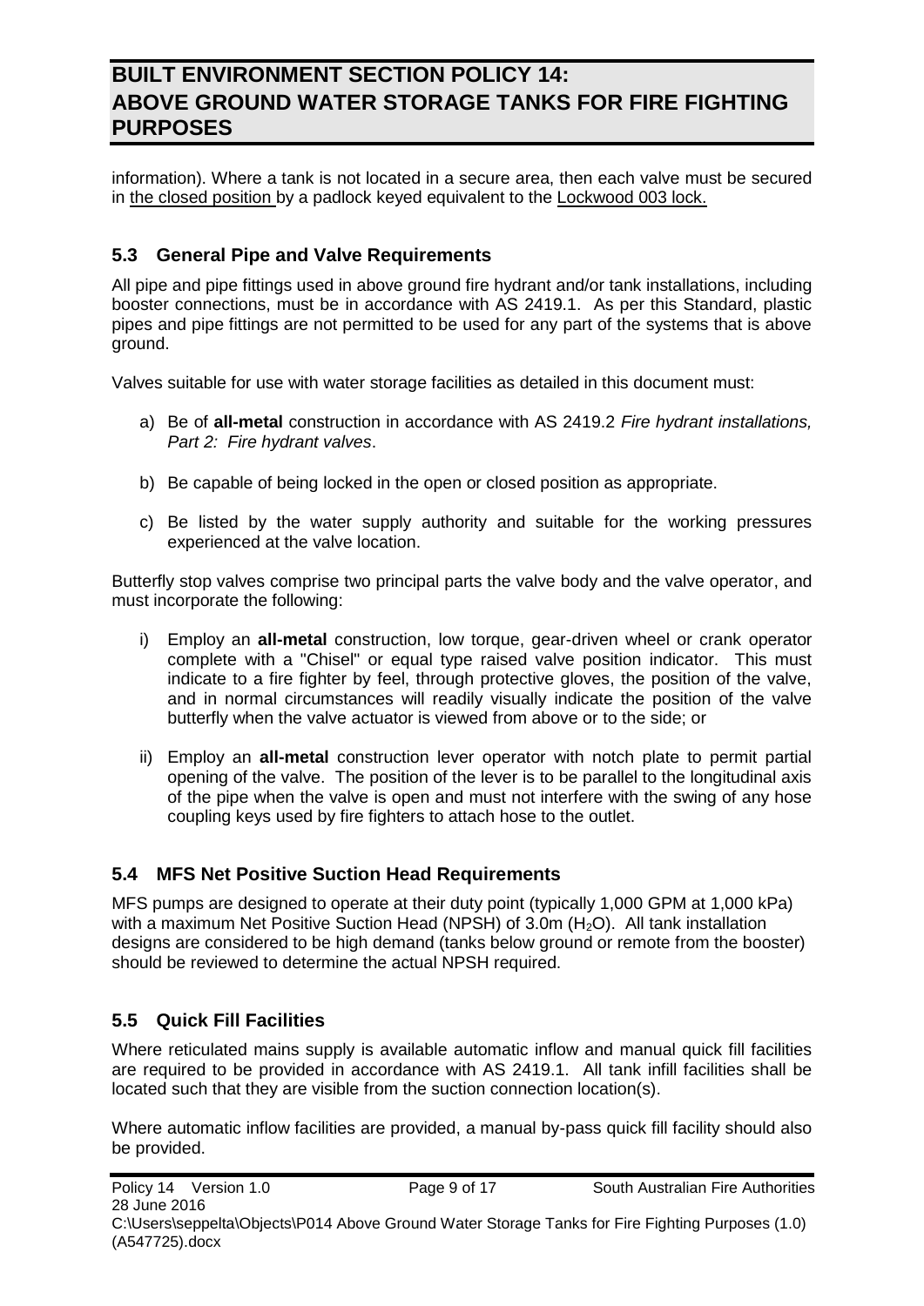information). Where a tank is not located in a secure area, then each valve must be secured in the closed position by a padlock keyed equivalent to the Lockwood 003 lock.

## 5.3 General Pipe and Valve Requirements

All pipe and pipe fittings used in above ground fire hydrant and/or tank installations, including booster connections, must be in accordance with AS 2419.1. As per this Standard, plastic pipes and pipe fittings are not permitted to be used for any part of the systems that is above ground.

Valves suitable for use with water storage facilities as detailed in this document must:

a) Be of **all-metal** construction in accordance with AS 2419.2 *Fire hydrant installations, Part 2: Fire hydrant valves*.

b) Be capable of being locked in the open or closed position as appropriate.

c) Be listed by the water supply authority and suitable for the working pressures experienced at the valve location.

Butterfly stop valves comprise two principal parts the valve body and the valve operator, and must incorporate the following:

i) Employ an **all-metal** construction, low torque, gear-driven wheel or crank operator complete with a "Chisel" or equal type raised valve position indicator. This must indicate to a fire fighter by feel, through protective gloves, the position of the valve, and in normal circumstances will readily visually indicate the position of the valve butterfly when the valve actuator is viewed from above or to the side; or

ii) Employ an **all-metal** construction lever operator with notch plate to permit partial opening of the valve. The position of the lever is to be parallel to the longitudinal axis of the pipe when the valve is open and must not interfere with the swing of any hose coupling keys used by fire fighters to attach hose to the outlet.

## 5.4 MFS Net Positive Suction Head Requirements

MFS pumps are designed to operate at their duty point (typically 1,000 GPM at 1,000 kPa) with a maximum Net Positive Suction Head (NPSH) of 3.0m ($H_2O$). All tank installation designs are considered to be high demand (tanks below ground or remote from the booster) should be reviewed to determine the actual NPSH required.

## 5.5 Quick Fill Facilities

Where reticulated mains supply is available automatic inflow and manual quick fill facilities are required to be provided in accordance with AS 2419.1. All tank infill facilities shall be located such that they are visible from the suction connection location(s).

Where automatic inflow facilities are provided, a manual by-pass quick fill facility should also be provided.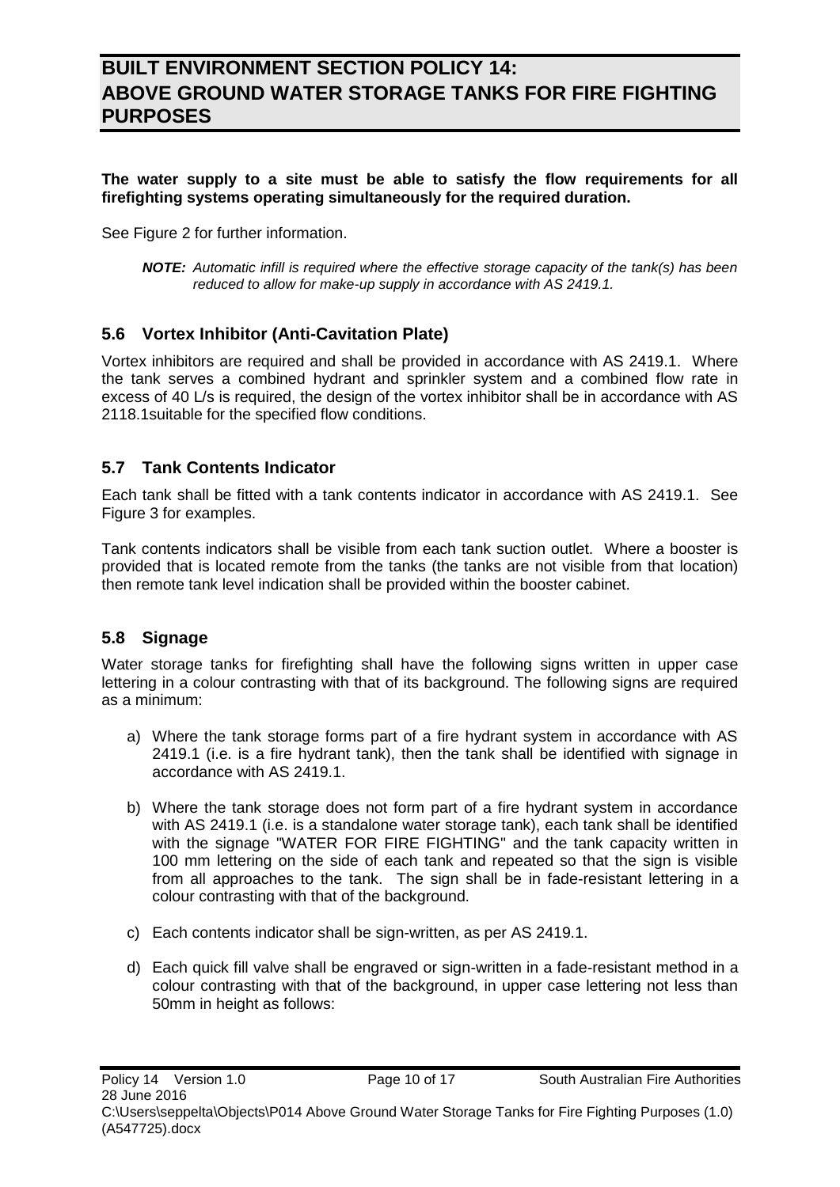# BUILT ENVIRONMENT SECTION POLICY 14: ABOVE GROUND WATER STORAGE TANKS FOR FIRE FIGHTING PURPOSES

**The water supply to a site must be able to satisfy the flow requirements for all firefighting systems operating simultaneously for the required duration.**

See Figure 2 for further information.

> ***NOTE:*** *Automatic infill is required where the effective storage capacity of the tank(s) has been reduced to allow for make-up supply in accordance with AS 2419.1.*

## 5.6 Vortex Inhibitor (Anti-Cavitation Plate)

Vortex inhibitors are required and shall be provided in accordance with AS 2419.1. Where the tank serves a combined hydrant and sprinkler system and a combined flow rate in excess of 40 L/s is required, the design of the vortex inhibitor shall be in accordance with AS 2118.1suitable for the specified flow conditions.

## 5.7 Tank Contents Indicator

Each tank shall be fitted with a tank contents indicator in accordance with AS 2419.1. See Figure 3 for examples.

Tank contents indicators shall be visible from each tank suction outlet. Where a booster is provided that is located remote from the tanks (the tanks are not visible from that location) then remote tank level indication shall be provided within the booster cabinet.

## 5.8 Signage

Water storage tanks for firefighting shall have the following signs written in upper case lettering in a colour contrasting with that of its background. The following signs are required as a minimum:

a) Where the tank storage forms part of a fire hydrant system in accordance with AS 2419.1 (i.e. is a fire hydrant tank), then the tank shall be identified with signage in accordance with AS 2419.1.

b) Where the tank storage does not form part of a fire hydrant system in accordance with AS 2419.1 (i.e. is a standalone water storage tank), each tank shall be identified with the signage "WATER FOR FIRE FIGHTING" and the tank capacity written in 100 mm lettering on the side of each tank and repeated so that the sign is visible from all approaches to the tank. The sign shall be in fade-resistant lettering in a colour contrasting with that of the background.

c) Each contents indicator shall be sign-written, as per AS 2419.1.

d) Each quick fill valve shall be engraved or sign-written in a fade-resistant method in a colour contrasting with that of the background, in upper case lettering not less than 50mm in height as follows: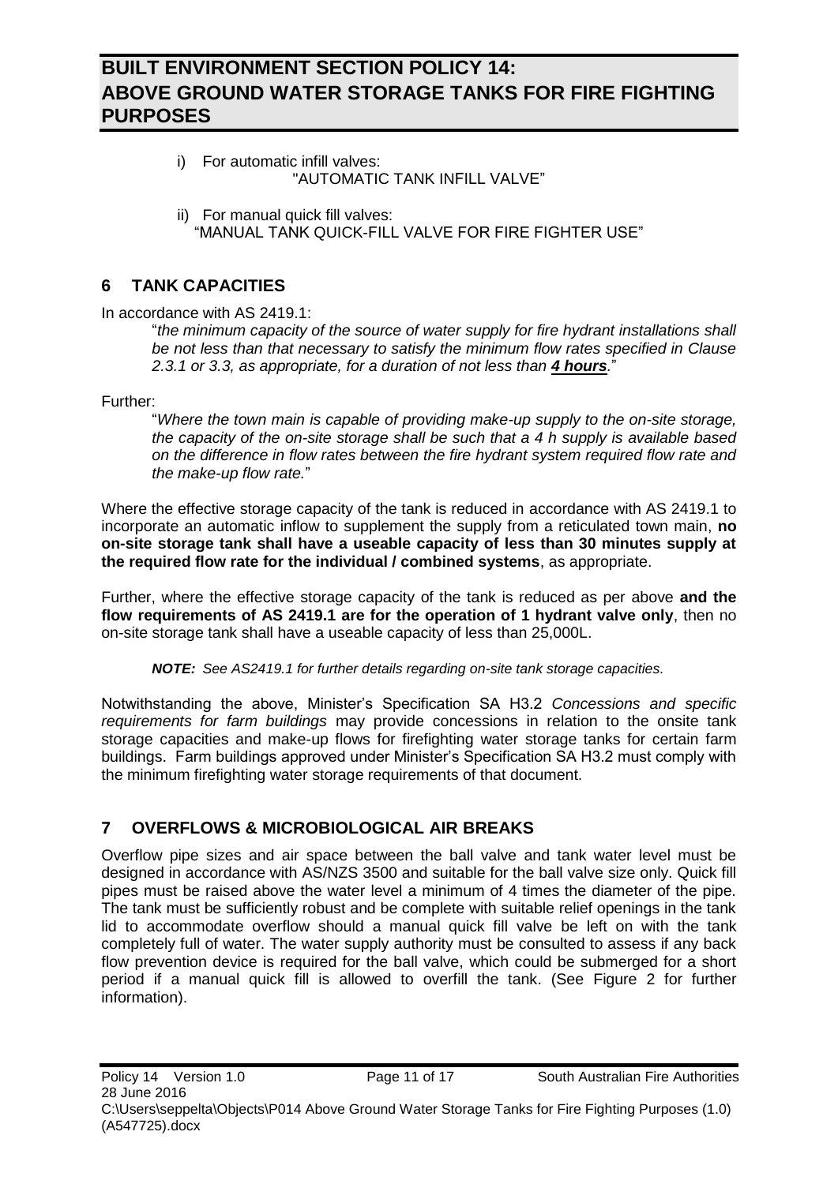i) For automatic infill valves:
"AUTOMATIC TANK INFILL VALVE"

ii) For manual quick fill valves:
"MANUAL TANK QUICK-FILL VALVE FOR FIRE FIGHTER USE"

## 6 TANK CAPACITIES

In accordance with AS 2419.1:

> "*the minimum capacity of the source of water supply for fire hydrant installations shall be not less than that necessary to satisfy the minimum flow rates specified in Clause 2.3.1 or 3.3, as appropriate, for a duration of not less than* ***4 hours****.*"

Further:

> "*Where the town main is capable of providing make-up supply to the on-site storage, the capacity of the on-site storage shall be such that a 4 h supply is available based on the difference in flow rates between the fire hydrant system required flow rate and the make-up flow rate.*"

Where the effective storage capacity of the tank is reduced in accordance with AS 2419.1 to incorporate an automatic inflow to supplement the supply from a reticulated town main, **no on-site storage tank shall have a useable capacity of less than 30 minutes supply at the required flow rate for the individual / combined systems**, as appropriate.

Further, where the effective storage capacity of the tank is reduced as per above **and the flow requirements of AS 2419.1 are for the operation of 1 hydrant valve only**, then no on-site storage tank shall have a useable capacity of less than 25,000L.

> ***NOTE:*** *See AS2419.1 for further details regarding on-site tank storage capacities.*

Notwithstanding the above, Minister's Specification SA H3.2 *Concessions and specific requirements for farm buildings* may provide concessions in relation to the onsite tank storage capacities and make-up flows for firefighting water storage tanks for certain farm buildings. Farm buildings approved under Minister's Specification SA H3.2 must comply with the minimum firefighting water storage requirements of that document.

## 7 OVERFLOWS & MICROBIOLOGICAL AIR BREAKS

Overflow pipe sizes and air space between the ball valve and tank water level must be designed in accordance with AS/NZS 3500 and suitable for the ball valve size only. Quick fill pipes must be raised above the water level a minimum of 4 times the diameter of the pipe. The tank must be sufficiently robust and be complete with suitable relief openings in the tank lid to accommodate overflow should a manual quick fill valve be left on with the tank completely full of water. The water supply authority must be consulted to assess if any back flow prevention device is required for the ball valve, which could be submerged for a short period if a manual quick fill is allowed to overfill the tank. (See Figure 2 for further information).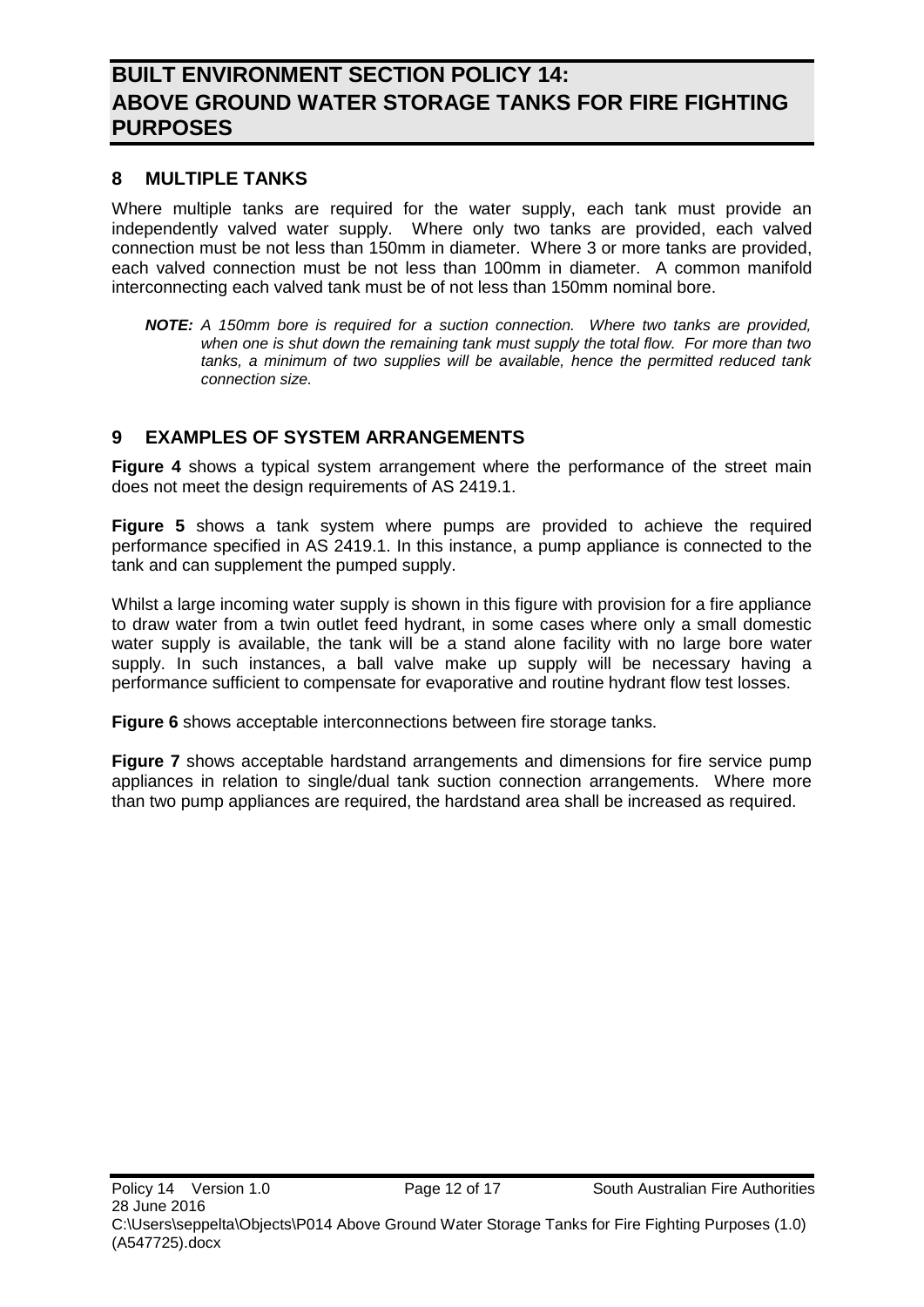## 8 MULTIPLE TANKS

Where multiple tanks are required for the water supply, each tank must provide an independently valved water supply. Where only two tanks are provided, each valved connection must be not less than 150mm in diameter. Where 3 or more tanks are provided, each valved connection must be not less than 100mm in diameter. A common manifold interconnecting each valved tank must be of not less than 150mm nominal bore.

***NOTE:*** *A 150mm bore is required for a suction connection. Where two tanks are provided, when one is shut down the remaining tank must supply the total flow. For more than two tanks, a minimum of two supplies will be available, hence the permitted reduced tank connection size.*

## 9 EXAMPLES OF SYSTEM ARRANGEMENTS

**Figure 4** shows a typical system arrangement where the performance of the street main does not meet the design requirements of AS 2419.1.

**Figure 5** shows a tank system where pumps are provided to achieve the required performance specified in AS 2419.1. In this instance, a pump appliance is connected to the tank and can supplement the pumped supply.

Whilst a large incoming water supply is shown in this figure with provision for a fire appliance to draw water from a twin outlet feed hydrant, in some cases where only a small domestic water supply is available, the tank will be a stand alone facility with no large bore water supply. In such instances, a ball valve make up supply will be necessary having a performance sufficient to compensate for evaporative and routine hydrant flow test losses.

**Figure 6** shows acceptable interconnections between fire storage tanks.

**Figure 7** shows acceptable hardstand arrangements and dimensions for fire service pump appliances in relation to single/dual tank suction connection arrangements. Where more than two pump appliances are required, the hardstand area shall be increased as required.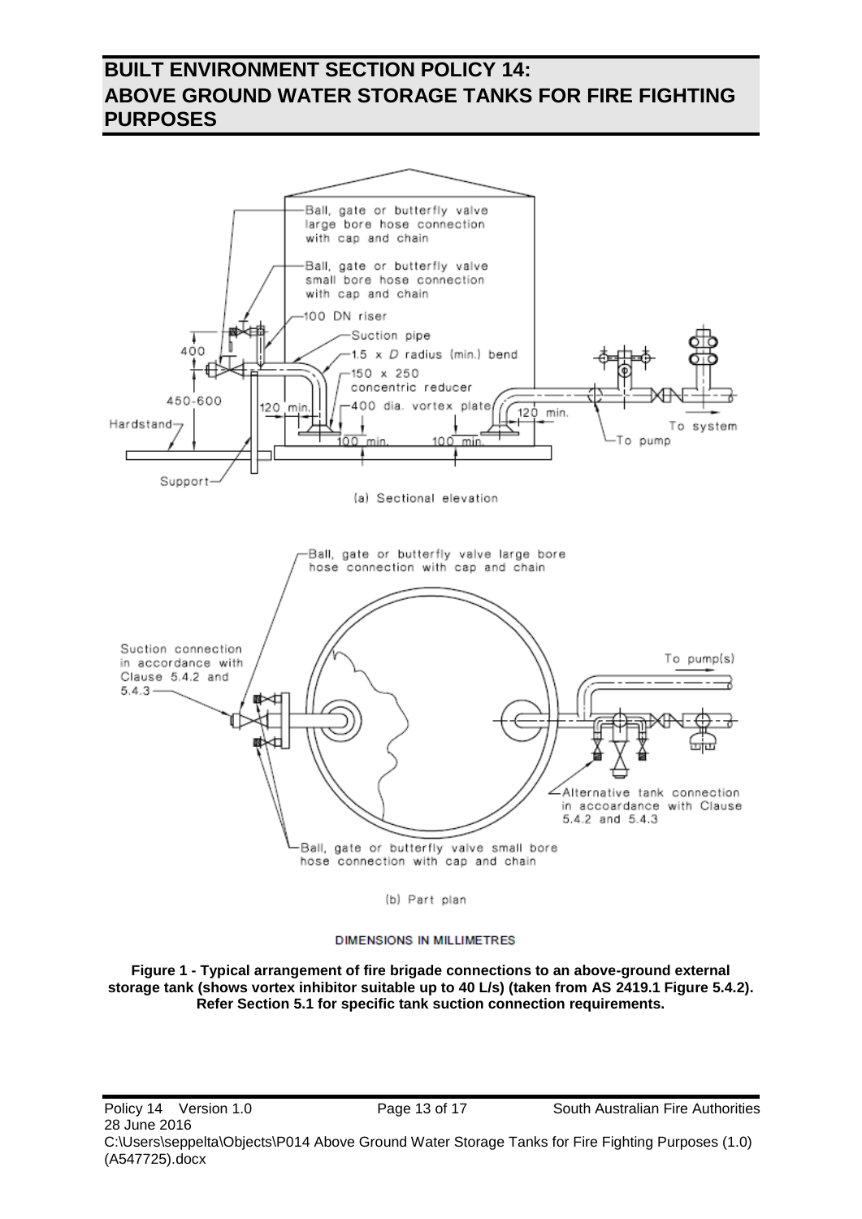# BUILT ENVIRONMENT SECTION POLICY 14: ABOVE GROUND WATER STORAGE TANKS FOR FIRE FIGHTING PURPOSES

(a) Sectional elevation

(b) Part plan

DIMENSIONS IN MILLIMETRES

**Figure 1 - Typical arrangement of fire brigade connections to an above-ground external storage tank (shows vortex inhibitor suitable up to 40 L/s) (taken from AS 2419.1 Figure 5.4.2). Refer Section 5.1 for specific tank suction connection requirements.**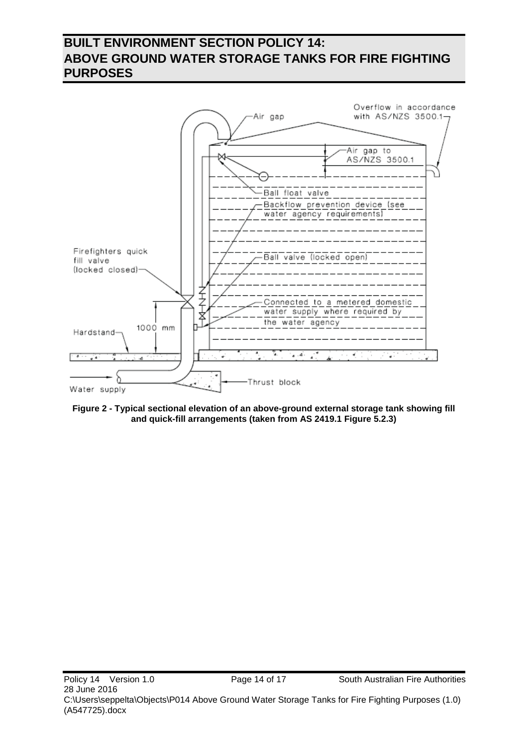**Figure 2 - Typical sectional elevation of an above-ground external storage tank showing fill and quick-fill arrangements (taken from AS 2419.1 Figure 5.2.3)**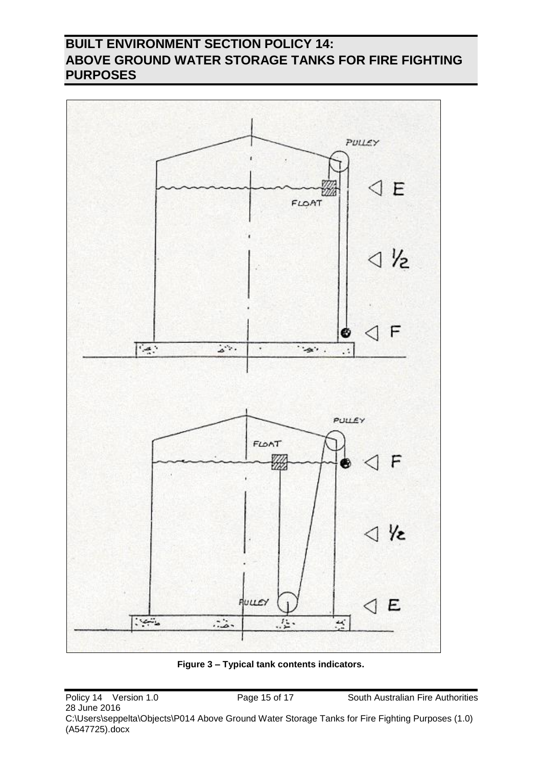Figure 3 – Typical tank contents indicators.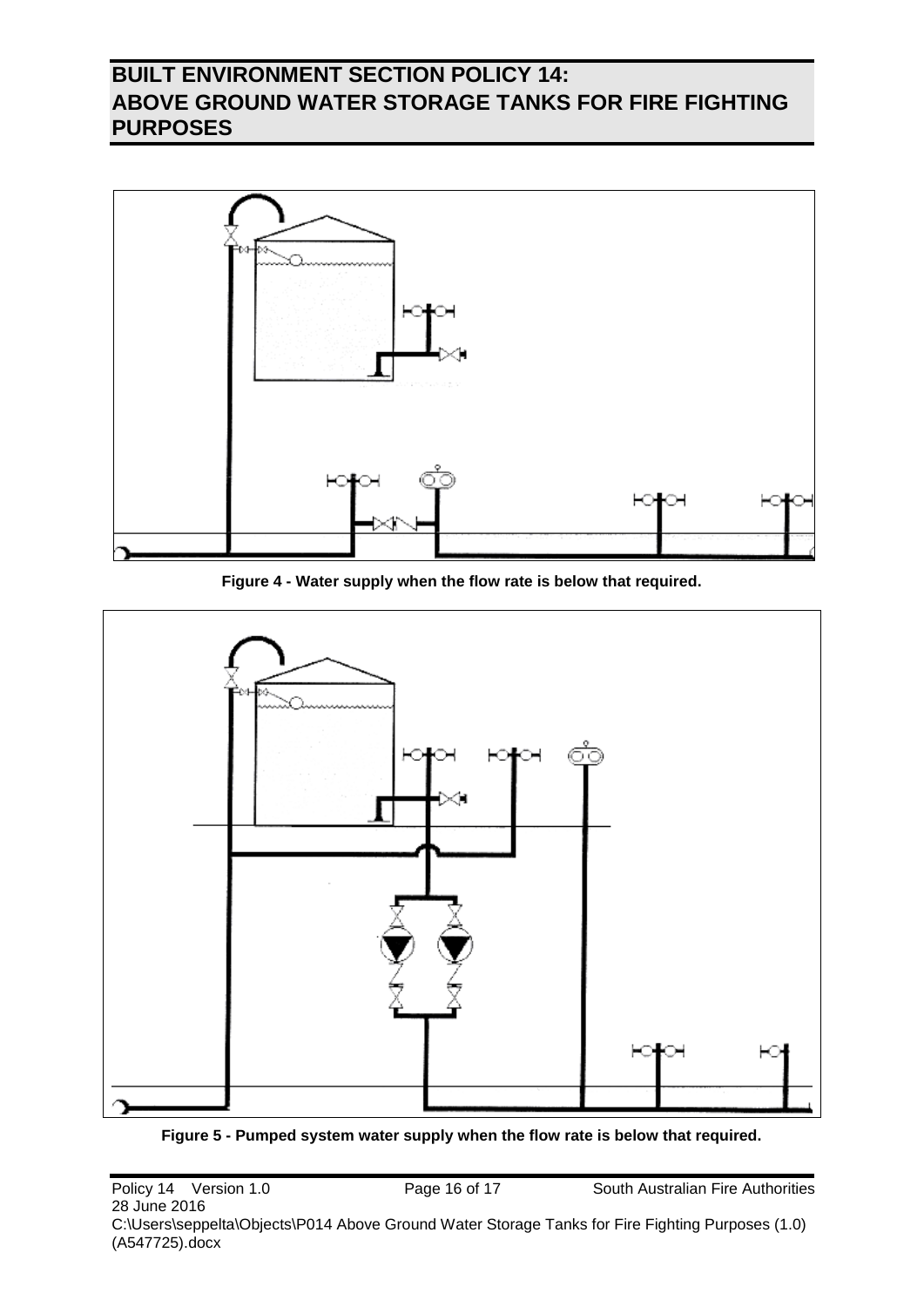Figure 4 - Water supply when the flow rate is below that required.

Figure 5 - Pumped system water supply when the flow rate is below that required.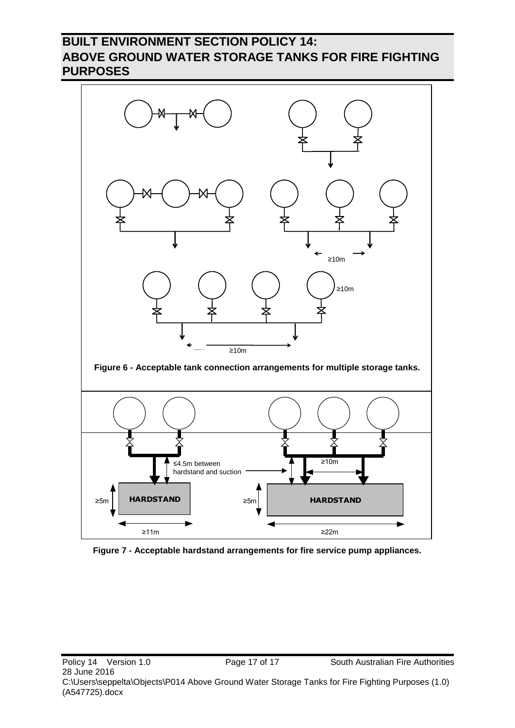≥10m

≥10m

≥10m

**Figure 6 - Acceptable tank connection arrangements for multiple storage tanks.**

≤4.5m between hardstand and suction

≥10m

≥5m

HARDSTAND

≥5m

HARDSTAND

≥11m

≥22m

**Figure 7 - Acceptable hardstand arrangements for fire service pump appliances.**